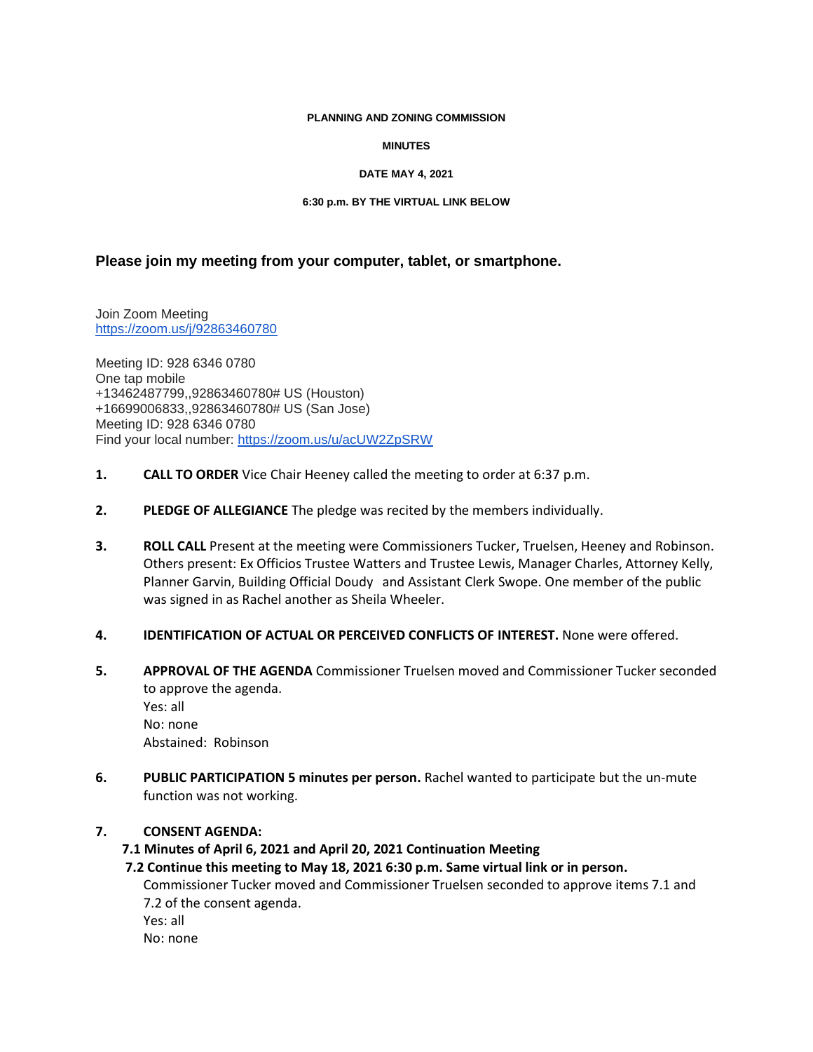**PLANNING AND ZONING COMMISSION**

**MINUTES**

**DATE MAY 4, 2021**

**6:30 p.m. BY THE VIRTUAL LINK BELOW**

## Please join my meeting from your computer, tablet, or smartphone.

Join Zoom Meeting
https://zoom.us/j/92863460780

Meeting ID: 928 6346 0780
One tap mobile
+13462487799,,92863460780# US (Houston)
+16699006833,,92863460780# US (San Jose)
Meeting ID: 928 6346 0780
Find your local number: https://zoom.us/u/acUW2ZpSRW

1. **CALL TO ORDER** Vice Chair Heeney called the meeting to order at 6:37 p.m.

2. **PLEDGE OF ALLEGIANCE** The pledge was recited by the members individually.

3. **ROLL CALL** Present at the meeting were Commissioners Tucker, Truelsen, Heeney and Robinson. Others present: Ex Officios Trustee Watters and Trustee Lewis, Manager Charles, Attorney Kelly, Planner Garvin, Building Official Doudy and Assistant Clerk Swope. One member of the public was signed in as Rachel another as Sheila Wheeler.

4. **IDENTIFICATION OF ACTUAL OR PERCEIVED CONFLICTS OF INTEREST.** None were offered.

5. **APPROVAL OF THE AGENDA** Commissioner Truelsen moved and Commissioner Tucker seconded to approve the agenda.
   Yes: all
   No: none
   Abstained: Robinson

6. **PUBLIC PARTICIPATION 5 minutes per person.** Rachel wanted to participate but the un-mute function was not working.

7. **CONSENT AGENDA:**
   **7.1 Minutes of April 6, 2021 and April 20, 2021 Continuation Meeting**
   **7.2 Continue this meeting to May 18, 2021 6:30 p.m. Same virtual link or in person.**
   Commissioner Tucker moved and Commissioner Truelsen seconded to approve items 7.1 and 7.2 of the consent agenda.
   Yes: all
   No: none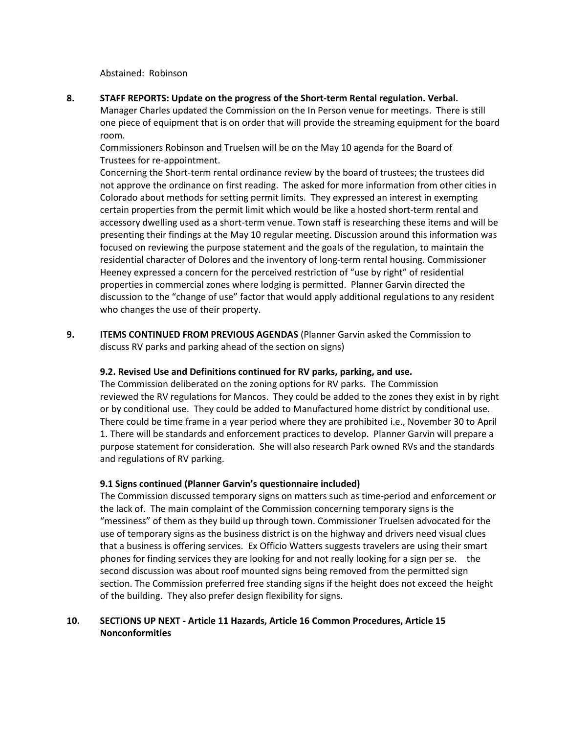Abstained: Robinson

**8. STAFF REPORTS: Update on the progress of the Short-term Rental regulation. Verbal.**

Manager Charles updated the Commission on the In Person venue for meetings. There is still one piece of equipment that is on order that will provide the streaming equipment for the board room.

Commissioners Robinson and Truelsen will be on the May 10 agenda for the Board of Trustees for re-appointment.

Concerning the Short-term rental ordinance review by the board of trustees; the trustees did not approve the ordinance on first reading. The asked for more information from other cities in Colorado about methods for setting permit limits. They expressed an interest in exempting certain properties from the permit limit which would be like a hosted short-term rental and accessory dwelling used as a short-term venue. Town staff is researching these items and will be presenting their findings at the May 10 regular meeting. Discussion around this information was focused on reviewing the purpose statement and the goals of the regulation, to maintain the residential character of Dolores and the inventory of long-term rental housing. Commissioner Heeney expressed a concern for the perceived restriction of "use by right" of residential properties in commercial zones where lodging is permitted. Planner Garvin directed the discussion to the "change of use" factor that would apply additional regulations to any resident who changes the use of their property.

**9. ITEMS CONTINUED FROM PREVIOUS AGENDAS** (Planner Garvin asked the Commission to discuss RV parks and parking ahead of the section on signs)

**9.2. Revised Use and Definitions continued for RV parks, parking, and use.**

The Commission deliberated on the zoning options for RV parks. The Commission reviewed the RV regulations for Mancos. They could be added to the zones they exist in by right or by conditional use. They could be added to Manufactured home district by conditional use. There could be time frame in a year period where they are prohibited i.e., November 30 to April 1. There will be standards and enforcement practices to develop. Planner Garvin will prepare a purpose statement for consideration. She will also research Park owned RVs and the standards and regulations of RV parking.

**9.1 Signs continued (Planner Garvin's questionnaire included)**

The Commission discussed temporary signs on matters such as time-period and enforcement or the lack of. The main complaint of the Commission concerning temporary signs is the "messiness" of them as they build up through town. Commissioner Truelsen advocated for the use of temporary signs as the business district is on the highway and drivers need visual clues that a business is offering services. Ex Officio Watters suggests travelers are using their smart phones for finding services they are looking for and not really looking for a sign per se. the second discussion was about roof mounted signs being removed from the permitted sign section. The Commission preferred free standing signs if the height does not exceed the height of the building. They also prefer design flexibility for signs.

**10. SECTIONS UP NEXT - Article 11 Hazards, Article 16 Common Procedures, Article 15 Nonconformities**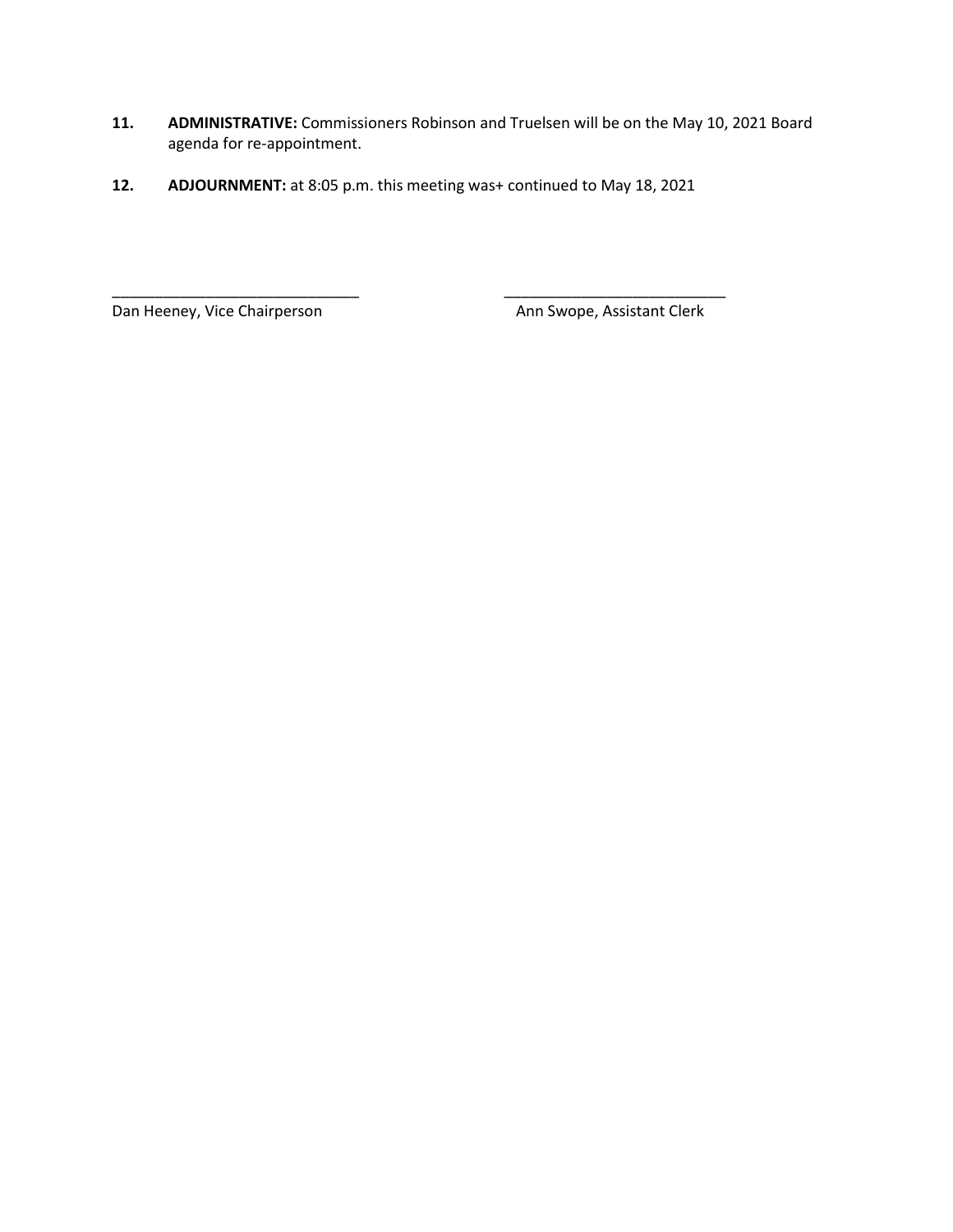**11.** **ADMINISTRATIVE:** Commissioners Robinson and Truelsen will be on the May 10, 2021 Board agenda for re-appointment.

**12.** **ADJOURNMENT:** at 8:05 p.m. this meeting was+ continued to May 18, 2021

| | |
|---|---|
| ______________________________ | ___________________________ |
| Dan Heeney, Vice Chairperson | Ann Swope, Assistant Clerk |